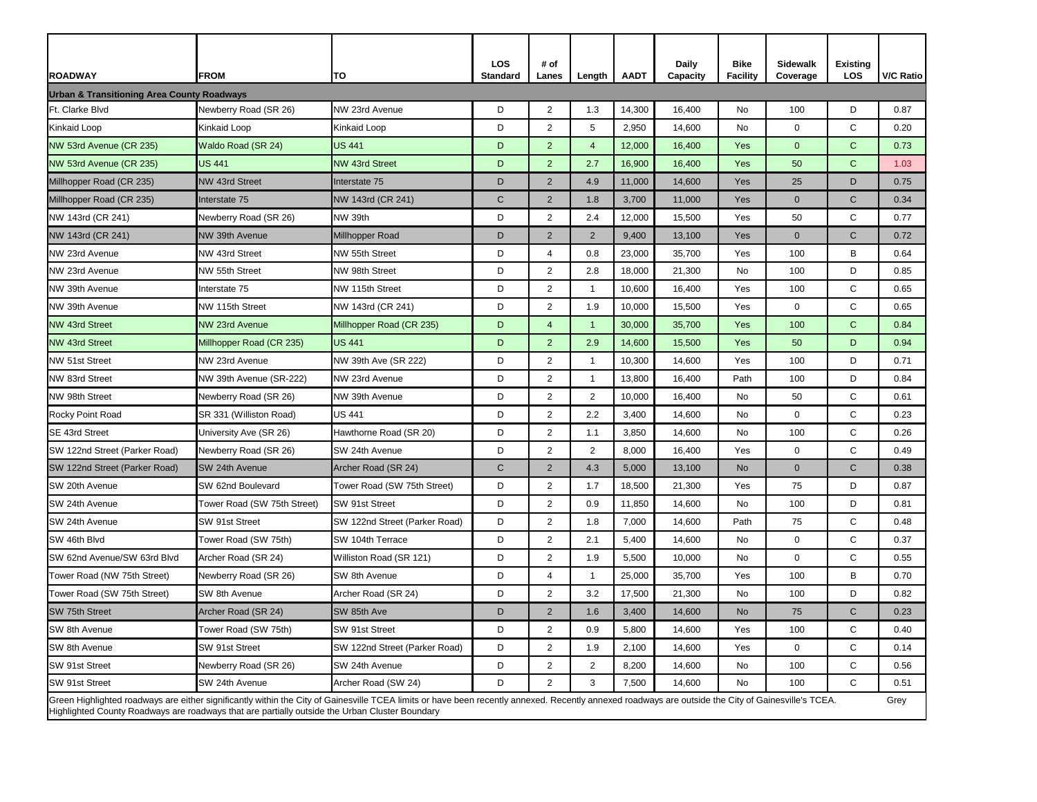| ROADWAY | FROM | TO | LOS Standard | # of Lanes | Length | AADT | Daily Capacity | Bike Facility | Sidewalk Coverage | Existing LOS | V/C Ratio |
|---|---|---|---|---|---|---|---|---|---|---|---|
| **Urban & Transitioning Area County Roadways** | | | | | | | | | | | |
| Ft. Clarke Blvd | Newberry Road (SR 26) | NW 23rd Avenue | D | 2 | 1.3 | 14,300 | 16,400 | No | 100 | D | 0.87 |
| Kinkaid Loop | Kinkaid Loop | Kinkaid Loop | D | 2 | 5 | 2,950 | 14,600 | No | 0 | C | 0.20 |
| NW 53rd Avenue (CR 235) | Waldo Road (SR 24) | US 441 | D | 2 | 4 | 12,000 | 16,400 | Yes | 0 | C | 0.73 |
| NW 53rd Avenue (CR 235) | US 441 | NW 43rd Street | D | 2 | 2.7 | 16,900 | 16,400 | Yes | 50 | C | 1.03 |
| Millhopper Road (CR 235) | NW 43rd Street | Interstate 75 | D | 2 | 4.9 | 11,000 | 14,600 | Yes | 25 | D | 0.75 |
| Millhopper Road (CR 235) | Interstate 75 | NW 143rd (CR 241) | C | 2 | 1.8 | 3,700 | 11,000 | Yes | 0 | C | 0.34 |
| NW 143rd (CR 241) | Newberry Road (SR 26) | NW 39th | D | 2 | 2.4 | 12,000 | 15,500 | Yes | 50 | C | 0.77 |
| NW 143rd (CR 241) | NW 39th Avenue | Millhopper Road | D | 2 | 2 | 9,400 | 13,100 | Yes | 0 | C | 0.72 |
| NW 23rd Avenue | NW 43rd Street | NW 55th Street | D | 4 | 0.8 | 23,000 | 35,700 | Yes | 100 | B | 0.64 |
| NW 23rd Avenue | NW 55th Street | NW 98th Street | D | 2 | 2.8 | 18,000 | 21,300 | No | 100 | D | 0.85 |
| NW 39th Avenue | Interstate 75 | NW 115th Street | D | 2 | 1 | 10,600 | 16,400 | Yes | 100 | C | 0.65 |
| NW 39th Avenue | NW 115th Street | NW 143rd (CR 241) | D | 2 | 1.9 | 10,000 | 15,500 | Yes | 0 | C | 0.65 |
| NW 43rd Street | NW 23rd Avenue | Millhopper Road (CR 235) | D | 4 | 1 | 30,000 | 35,700 | Yes | 100 | C | 0.84 |
| NW 43rd Street | Millhopper Road (CR 235) | US 441 | D | 2 | 2.9 | 14,600 | 15,500 | Yes | 50 | D | 0.94 |
| NW 51st Street | NW 23rd Avenue | NW 39th Ave (SR 222) | D | 2 | 1 | 10,300 | 14,600 | Yes | 100 | D | 0.71 |
| NW 83rd Street | NW 39th Avenue (SR-222) | NW 23rd Avenue | D | 2 | 1 | 13,800 | 16,400 | Path | 100 | D | 0.84 |
| NW 98th Street | Newberry Road (SR 26) | NW 39th Avenue | D | 2 | 2 | 10,000 | 16,400 | No | 50 | C | 0.61 |
| Rocky Point Road | SR 331 (Williston Road) | US 441 | D | 2 | 2.2 | 3,400 | 14,600 | No | 0 | C | 0.23 |
| SE 43rd Street | University Ave (SR 26) | Hawthorne Road (SR 20) | D | 2 | 1.1 | 3,850 | 14,600 | No | 100 | C | 0.26 |
| SW 122nd Street (Parker Road) | Newberry Road (SR 26) | SW 24th Avenue | D | 2 | 2 | 8,000 | 16,400 | Yes | 0 | C | 0.49 |
| SW 122nd Street (Parker Road) | SW 24th Avenue | Archer Road (SR 24) | C | 2 | 4.3 | 5,000 | 13,100 | No | 0 | C | 0.38 |
| SW 20th Avenue | SW 62nd Boulevard | Tower Road (SW 75th Street) | D | 2 | 1.7 | 18,500 | 21,300 | Yes | 75 | D | 0.87 |
| SW 24th Avenue | Tower Road (SW 75th Street) | SW 91st Street | D | 2 | 0.9 | 11,850 | 14,600 | No | 100 | D | 0.81 |
| SW 24th Avenue | SW 91st Street | SW 122nd Street (Parker Road) | D | 2 | 1.8 | 7,000 | 14,600 | Path | 75 | C | 0.48 |
| SW 46th Blvd | Tower Road (SW 75th) | SW 104th Terrace | D | 2 | 2.1 | 5,400 | 14,600 | No | 0 | C | 0.37 |
| SW 62nd Avenue/SW 63rd Blvd | Archer Road (SR 24) | Williston Road (SR 121) | D | 2 | 1.9 | 5,500 | 10,000 | No | 0 | C | 0.55 |
| Tower Road (NW 75th Street) | Newberry Road (SR 26) | SW 8th Avenue | D | 4 | 1 | 25,000 | 35,700 | Yes | 100 | B | 0.70 |
| Tower Road (SW 75th Street) | SW 8th Avenue | Archer Road (SR 24) | D | 2 | 3.2 | 17,500 | 21,300 | No | 100 | D | 0.82 |
| SW 75th Street | Archer Road (SR 24) | SW 85th Ave | D | 2 | 1.6 | 3,400 | 14,600 | No | 75 | C | 0.23 |
| SW 8th Avenue | Tower Road (SW 75th) | SW 91st Street | D | 2 | 0.9 | 5,800 | 14,600 | Yes | 100 | C | 0.40 |
| SW 8th Avenue | SW 91st Street | SW 122nd Street (Parker Road) | D | 2 | 1.9 | 2,100 | 14,600 | Yes | 0 | C | 0.14 |
| SW 91st Street | Newberry Road (SR 26) | SW 24th Avenue | D | 2 | 2 | 8,200 | 14,600 | No | 100 | C | 0.56 |
| SW 91st Street | SW 24th Avenue | Archer Road (SW 24) | D | 2 | 3 | 7,500 | 14,600 | No | 100 | C | 0.51 |

Green Highlighted roadways are either significantly within the City of Gainesville TCEA limits or have been recently annexed. Recently annexed roadways are outside the City of Gainesville's TCEA. Grey Highlighted County Roadways are roadways that are partially outside the Urban Cluster Boundary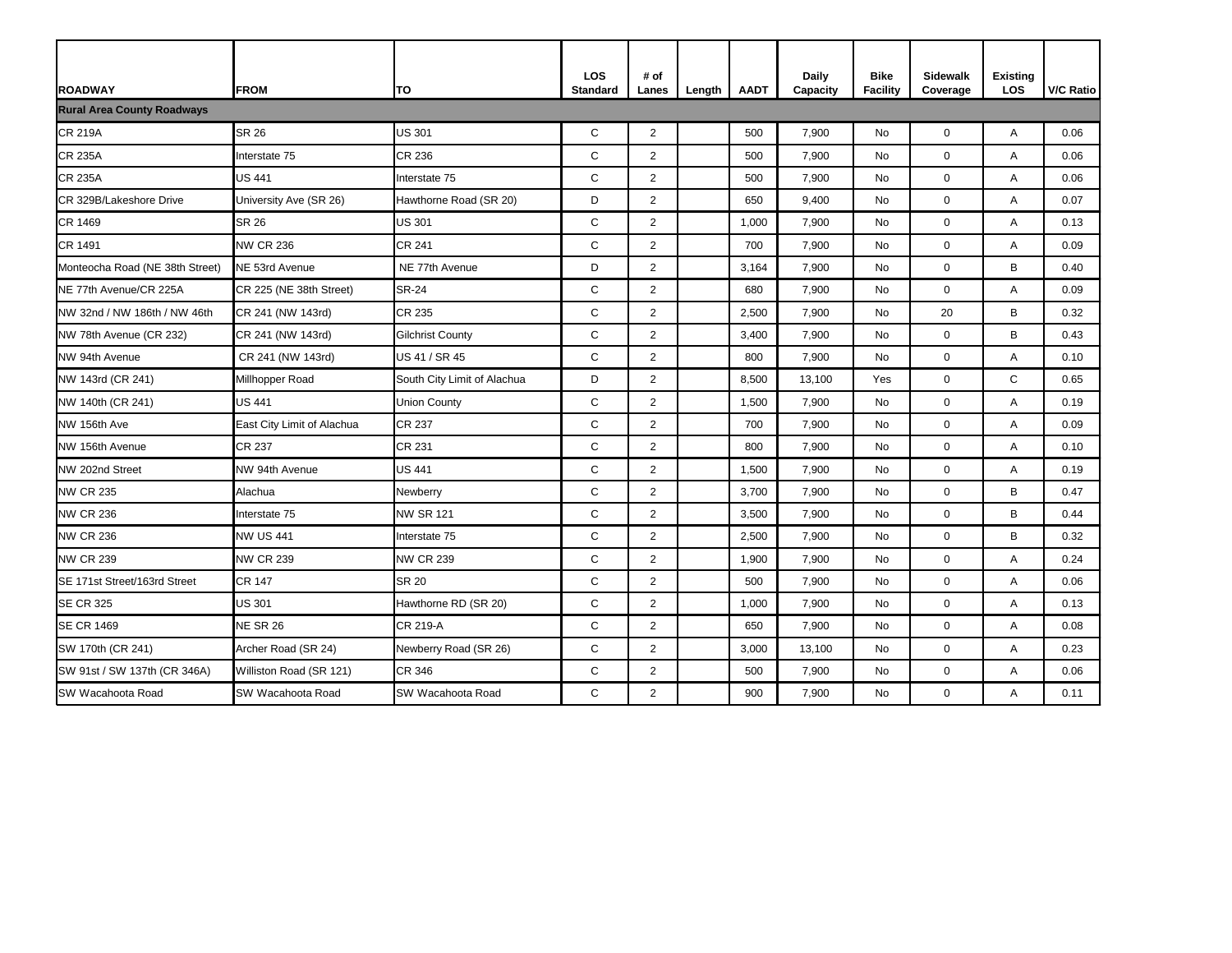| ROADWAY | FROM | TO | LOS Standard | # of Lanes | Length | AADT | Daily Capacity | Bike Facility | Sidewalk Coverage | Existing LOS | V/C Ratio |
|---|---|---|---|---|---|---|---|---|---|---|---|
| **Rural Area County Roadways** | | | | | | | | | | | |
| CR 219A | SR 26 | US 301 | C | 2 | | 500 | 7,900 | No | 0 | A | 0.06 |
| CR 235A | Interstate 75 | CR 236 | C | 2 | | 500 | 7,900 | No | 0 | A | 0.06 |
| CR 235A | US 441 | Interstate 75 | C | 2 | | 500 | 7,900 | No | 0 | A | 0.06 |
| CR 329B/Lakeshore Drive | University Ave (SR 26) | Hawthorne Road (SR 20) | D | 2 | | 650 | 9,400 | No | 0 | A | 0.07 |
| CR 1469 | SR 26 | US 301 | C | 2 | | 1,000 | 7,900 | No | 0 | A | 0.13 |
| CR 1491 | NW CR 236 | CR 241 | C | 2 | | 700 | 7,900 | No | 0 | A | 0.09 |
| Monteocha Road (NE 38th Street) | NE 53rd Avenue | NE 77th Avenue | D | 2 | | 3,164 | 7,900 | No | 0 | B | 0.40 |
| NE 77th Avenue/CR 225A | CR 225 (NE 38th Street) | SR-24 | C | 2 | | 680 | 7,900 | No | 0 | A | 0.09 |
| NW 32nd / NW 186th / NW 46th | CR 241 (NW 143rd) | CR 235 | C | 2 | | 2,500 | 7,900 | No | 20 | B | 0.32 |
| NW 78th Avenue (CR 232) | CR 241 (NW 143rd) | Gilchrist County | C | 2 | | 3,400 | 7,900 | No | 0 | B | 0.43 |
| NW 94th Avenue | CR 241 (NW 143rd) | US 41 / SR 45 | C | 2 | | 800 | 7,900 | No | 0 | A | 0.10 |
| NW 143rd (CR 241) | Millhopper Road | South City Limit of Alachua | D | 2 | | 8,500 | 13,100 | Yes | 0 | C | 0.65 |
| NW 140th (CR 241) | US 441 | Union County | C | 2 | | 1,500 | 7,900 | No | 0 | A | 0.19 |
| NW 156th Ave | East City Limit of Alachua | CR 237 | C | 2 | | 700 | 7,900 | No | 0 | A | 0.09 |
| NW 156th Avenue | CR 237 | CR 231 | C | 2 | | 800 | 7,900 | No | 0 | A | 0.10 |
| NW 202nd Street | NW 94th Avenue | US 441 | C | 2 | | 1,500 | 7,900 | No | 0 | A | 0.19 |
| NW CR 235 | Alachua | Newberry | C | 2 | | 3,700 | 7,900 | No | 0 | B | 0.47 |
| NW CR 236 | Interstate 75 | NW SR 121 | C | 2 | | 3,500 | 7,900 | No | 0 | B | 0.44 |
| NW CR 236 | NW US 441 | Interstate 75 | C | 2 | | 2,500 | 7,900 | No | 0 | B | 0.32 |
| NW CR 239 | NW CR 239 | NW CR 239 | C | 2 | | 1,900 | 7,900 | No | 0 | A | 0.24 |
| SE 171st Street/163rd Street | CR 147 | SR 20 | C | 2 | | 500 | 7,900 | No | 0 | A | 0.06 |
| SE CR 325 | US 301 | Hawthorne RD (SR 20) | C | 2 | | 1,000 | 7,900 | No | 0 | A | 0.13 |
| SE CR 1469 | NE SR 26 | CR 219-A | C | 2 | | 650 | 7,900 | No | 0 | A | 0.08 |
| SW 170th (CR 241) | Archer Road (SR 24) | Newberry Road (SR 26) | C | 2 | | 3,000 | 13,100 | No | 0 | A | 0.23 |
| SW 91st / SW 137th (CR 346A) | Williston Road (SR 121) | CR 346 | C | 2 | | 500 | 7,900 | No | 0 | A | 0.06 |
| SW Wacahoota Road | SW Wacahoota Road | SW Wacahoota Road | C | 2 | | 900 | 7,900 | No | 0 | A | 0.11 |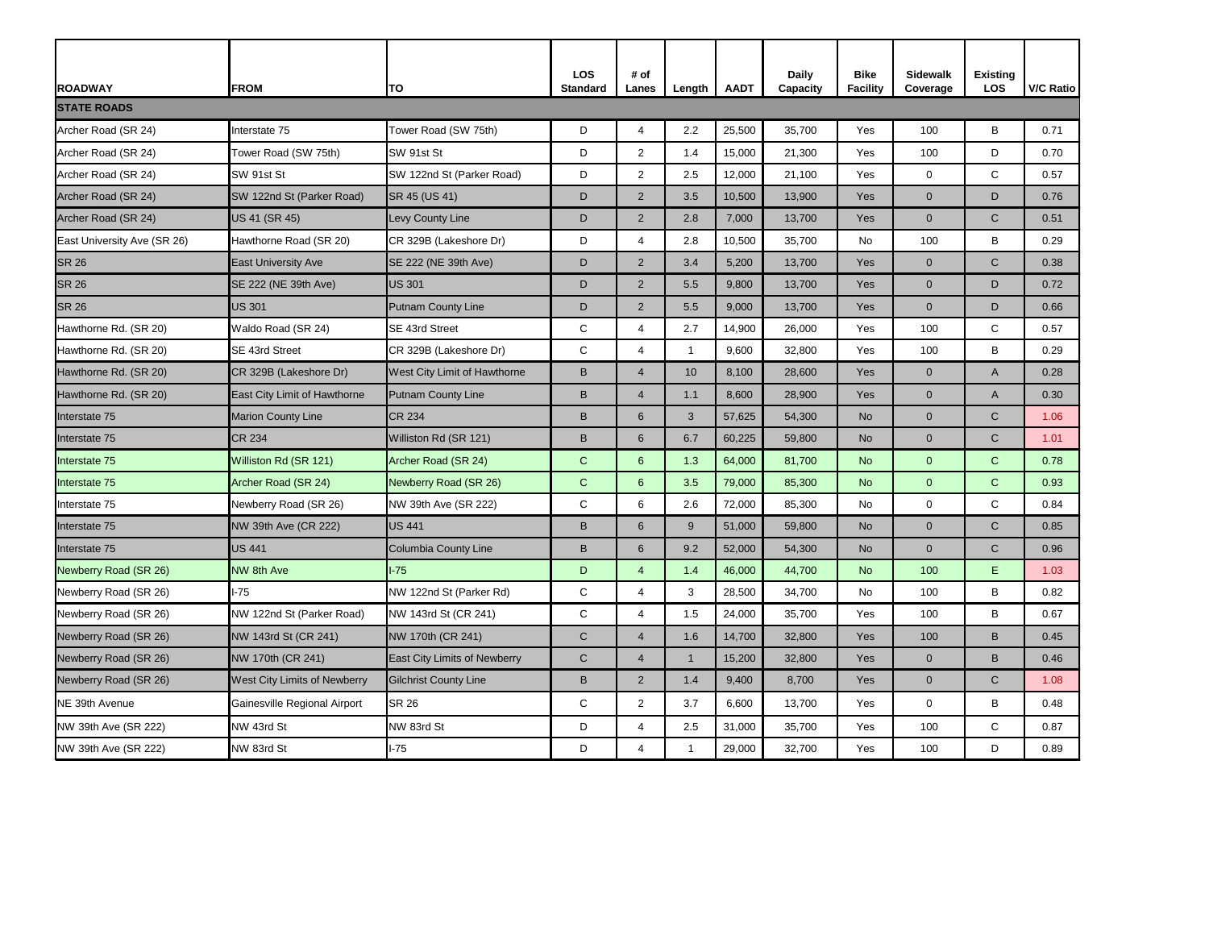| ROADWAY | FROM | TO | LOS Standard | # of Lanes | Length | AADT | Daily Capacity | Bike Facility | Sidewalk Coverage | Existing LOS | V/C Ratio |
|---|---|---|---|---|---|---|---|---|---|---|---|
| **STATE ROADS** | | | | | | | | | | | |
| Archer Road (SR 24) | Interstate 75 | Tower Road (SW 75th) | D | 4 | 2.2 | 25,500 | 35,700 | Yes | 100 | B | 0.71 |
| Archer Road (SR 24) | Tower Road (SW 75th) | SW 91st St | D | 2 | 1.4 | 15,000 | 21,300 | Yes | 100 | D | 0.70 |
| Archer Road (SR 24) | SW 91st St | SW 122nd St (Parker Road) | D | 2 | 2.5 | 12,000 | 21,100 | Yes | 0 | C | 0.57 |
| Archer Road (SR 24) | SW 122nd St (Parker Road) | SR 45 (US 41) | D | 2 | 3.5 | 10,500 | 13,900 | Yes | 0 | D | 0.76 |
| Archer Road (SR 24) | US 41 (SR 45) | Levy County Line | D | 2 | 2.8 | 7,000 | 13,700 | Yes | 0 | C | 0.51 |
| East University Ave (SR 26) | Hawthorne Road (SR 20) | CR 329B (Lakeshore Dr) | D | 4 | 2.8 | 10,500 | 35,700 | No | 100 | B | 0.29 |
| SR 26 | East University Ave | SE 222 (NE 39th Ave) | D | 2 | 3.4 | 5,200 | 13,700 | Yes | 0 | C | 0.38 |
| SR 26 | SE 222 (NE 39th Ave) | US 301 | D | 2 | 5.5 | 9,800 | 13,700 | Yes | 0 | D | 0.72 |
| SR 26 | US 301 | Putnam County Line | D | 2 | 5.5 | 9,000 | 13,700 | Yes | 0 | D | 0.66 |
| Hawthorne Rd. (SR 20) | Waldo Road (SR 24) | SE 43rd Street | C | 4 | 2.7 | 14,900 | 26,000 | Yes | 100 | C | 0.57 |
| Hawthorne Rd. (SR 20) | SE 43rd Street | CR 329B (Lakeshore Dr) | C | 4 | 1 | 9,600 | 32,800 | Yes | 100 | B | 0.29 |
| Hawthorne Rd. (SR 20) | CR 329B (Lakeshore Dr) | West City Limit of Hawthorne | B | 4 | 10 | 8,100 | 28,600 | Yes | 0 | A | 0.28 |
| Hawthorne Rd. (SR 20) | East City Limit of Hawthorne | Putnam County Line | B | 4 | 1.1 | 8,600 | 28,900 | Yes | 0 | A | 0.30 |
| Interstate 75 | Marion County Line | CR 234 | B | 6 | 3 | 57,625 | 54,300 | No | 0 | C | 1.06 |
| Interstate 75 | CR 234 | Williston Rd (SR 121) | B | 6 | 6.7 | 60,225 | 59,800 | No | 0 | C | 1.01 |
| Interstate 75 | Williston Rd (SR 121) | Archer Road (SR 24) | C | 6 | 1.3 | 64,000 | 81,700 | No | 0 | C | 0.78 |
| Interstate 75 | Archer Road (SR 24) | Newberry Road (SR 26) | C | 6 | 3.5 | 79,000 | 85,300 | No | 0 | C | 0.93 |
| Interstate 75 | Newberry Road (SR 26) | NW 39th Ave (SR 222) | C | 6 | 2.6 | 72,000 | 85,300 | No | 0 | C | 0.84 |
| Interstate 75 | NW 39th Ave (CR 222) | US 441 | B | 6 | 9 | 51,000 | 59,800 | No | 0 | C | 0.85 |
| Interstate 75 | US 441 | Columbia County Line | B | 6 | 9.2 | 52,000 | 54,300 | No | 0 | C | 0.96 |
| Newberry Road (SR 26) | NW 8th Ave | I-75 | D | 4 | 1.4 | 46,000 | 44,700 | No | 100 | E | 1.03 |
| Newberry Road (SR 26) | I-75 | NW 122nd St (Parker Rd) | C | 4 | 3 | 28,500 | 34,700 | No | 100 | B | 0.82 |
| Newberry Road (SR 26) | NW 122nd St (Parker Road) | NW 143rd St (CR 241) | C | 4 | 1.5 | 24,000 | 35,700 | Yes | 100 | B | 0.67 |
| Newberry Road (SR 26) | NW 143rd St (CR 241) | NW 170th (CR 241) | C | 4 | 1.6 | 14,700 | 32,800 | Yes | 100 | B | 0.45 |
| Newberry Road (SR 26) | NW 170th (CR 241) | East City Limits of Newberry | C | 4 | 1 | 15,200 | 32,800 | Yes | 0 | B | 0.46 |
| Newberry Road (SR 26) | West City Limits of Newberry | Gilchrist County Line | B | 2 | 1.4 | 9,400 | 8,700 | Yes | 0 | C | 1.08 |
| NE 39th Avenue | Gainesville Regional Airport | SR 26 | C | 2 | 3.7 | 6,600 | 13,700 | Yes | 0 | B | 0.48 |
| NW 39th Ave (SR 222) | NW 43rd St | NW 83rd St | D | 4 | 2.5 | 31,000 | 35,700 | Yes | 100 | C | 0.87 |
| NW 39th Ave (SR 222) | NW 83rd St | I-75 | D | 4 | 1 | 29,000 | 32,700 | Yes | 100 | D | 0.89 |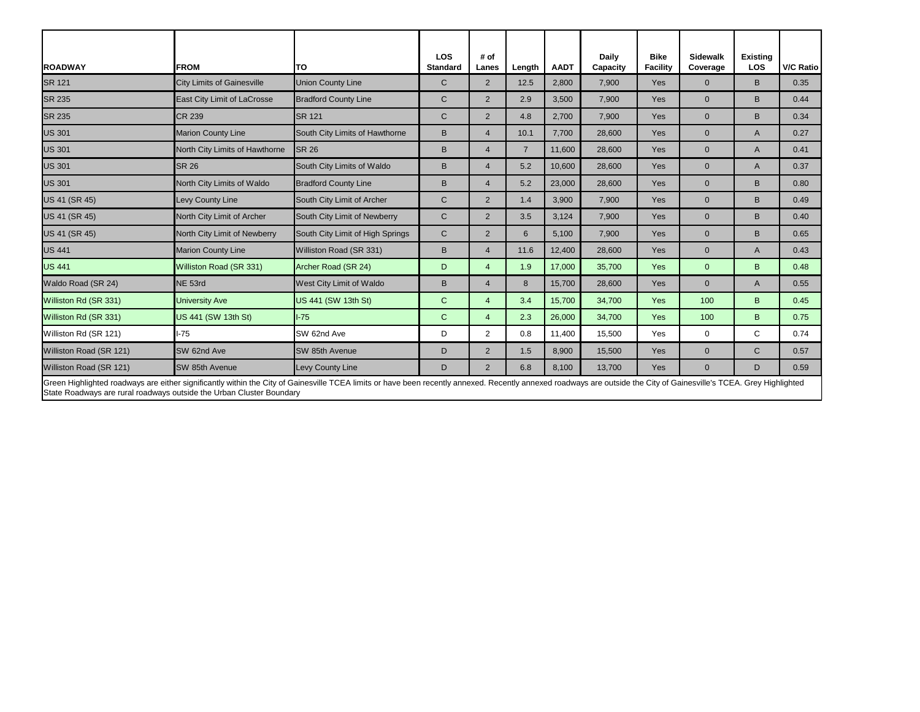| ROADWAY | FROM | TO | LOS Standard | # of Lanes | Length | AADT | Daily Capacity | Bike Facility | Sidewalk Coverage | Existing LOS | V/C Ratio |
|---|---|---|---|---|---|---|---|---|---|---|---|
| SR 121 | City Limits of Gainesville | Union County Line | C | 2 | 12.5 | 2,800 | 7,900 | Yes | 0 | B | 0.35 |
| SR 235 | East City Limit of LaCrosse | Bradford County Line | C | 2 | 2.9 | 3,500 | 7,900 | Yes | 0 | B | 0.44 |
| SR 235 | CR 239 | SR 121 | C | 2 | 4.8 | 2,700 | 7,900 | Yes | 0 | B | 0.34 |
| US 301 | Marion County Line | South City Limits of Hawthorne | B | 4 | 10.1 | 7,700 | 28,600 | Yes | 0 | A | 0.27 |
| US 301 | North City Limits of Hawthorne | SR 26 | B | 4 | 7 | 11,600 | 28,600 | Yes | 0 | A | 0.41 |
| US 301 | SR 26 | South City Limits of Waldo | B | 4 | 5.2 | 10,600 | 28,600 | Yes | 0 | A | 0.37 |
| US 301 | North City Limits of Waldo | Bradford County Line | B | 4 | 5.2 | 23,000 | 28,600 | Yes | 0 | B | 0.80 |
| US 41 (SR 45) | Levy County Line | South City Limit of Archer | C | 2 | 1.4 | 3,900 | 7,900 | Yes | 0 | B | 0.49 |
| US 41 (SR 45) | North City Limit of Archer | South City Limit of Newberry | C | 2 | 3.5 | 3,124 | 7,900 | Yes | 0 | B | 0.40 |
| US 41 (SR 45) | North City Limit of Newberry | South City Limit of High Springs | C | 2 | 6 | 5,100 | 7,900 | Yes | 0 | B | 0.65 |
| US 441 | Marion County Line | Williston Road (SR 331) | B | 4 | 11.6 | 12,400 | 28,600 | Yes | 0 | A | 0.43 |
| US 441 | Williston Road (SR 331) | Archer Road (SR 24) | D | 4 | 1.9 | 17,000 | 35,700 | Yes | 0 | B | 0.48 |
| Waldo Road (SR 24) | NE 53rd | West City Limit of Waldo | B | 4 | 8 | 15,700 | 28,600 | Yes | 0 | A | 0.55 |
| Williston Rd (SR 331) | University Ave | US 441 (SW 13th St) | C | 4 | 3.4 | 15,700 | 34,700 | Yes | 100 | B | 0.45 |
| Williston Rd (SR 331) | US 441 (SW 13th St) | I-75 | C | 4 | 2.3 | 26,000 | 34,700 | Yes | 100 | B | 0.75 |
| Williston Rd (SR 121) | I-75 | SW 62nd Ave | D | 2 | 0.8 | 11,400 | 15,500 | Yes | 0 | C | 0.74 |
| Williston Road (SR 121) | SW 62nd Ave | SW 85th Avenue | D | 2 | 1.5 | 8,900 | 15,500 | Yes | 0 | C | 0.57 |
| Williston Road (SR 121) | SW 85th Avenue | Levy County Line | D | 2 | 6.8 | 8,100 | 13,700 | Yes | 0 | D | 0.59 |

Green Highlighted roadways are either significantly within the City of Gainesville TCEA limits or have been recently annexed. Recently annexed roadways are outside the City of Gainesville's TCEA. Grey Highlighted State Roadways are rural roadways outside the Urban Cluster Boundary